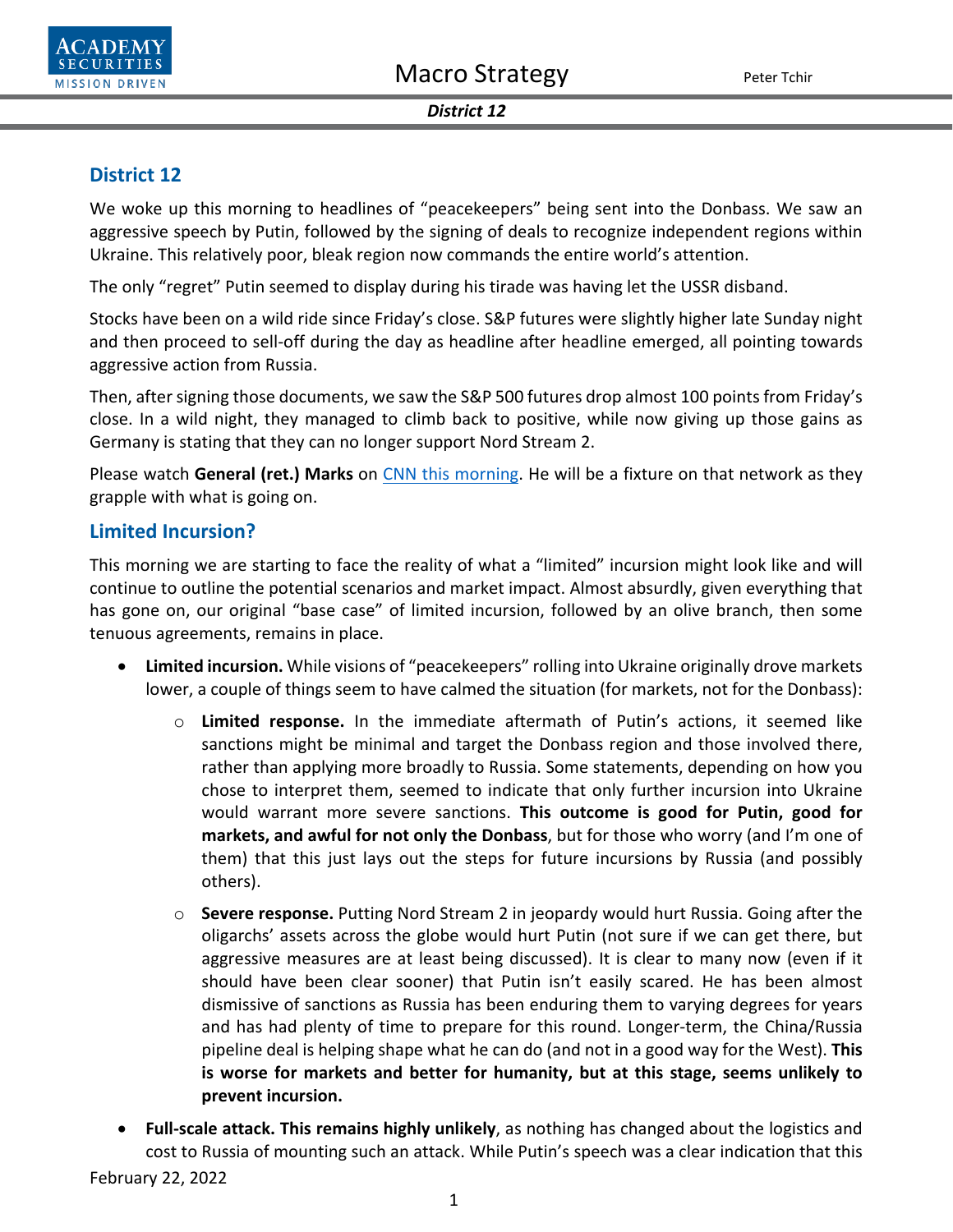## District 12

We woke up this morning to headlines of "peacekeepers" being sent into the Donbass. We saw an aggressive speech by Putin, followed by the signing of deals to recognize independent regions within Ukraine. This relatively poor, bleak region now commands the entire world's attention.

The only "regret" Putin seemed to display during his tirade was having let the USSR disband.

Stocks have been on a wild ride since Friday's close. S&P futures were slightly higher late Sunday night and then proceed to sell-off during the day as headline after headline emerged, all pointing towards aggressive action from Russia.

Then, after signing those documents, we saw the S&P 500 futures drop almost 100 points from Friday's close. In a wild night, they managed to climb back to positive, while now giving up those gains as Germany is stating that they can no longer support Nord Stream 2.

Please watch **General (ret.) Marks** on CNN this morning. He will be a fixture on that network as they grapple with what is going on.

## Limited Incursion?

This morning we are starting to face the reality of what a "limited" incursion might look like and will continue to outline the potential scenarios and market impact. Almost absurdly, given everything that has gone on, our original "base case" of limited incursion, followed by an olive branch, then some tenuous agreements, remains in place.

- **Limited incursion.** While visions of "peacekeepers" rolling into Ukraine originally drove markets lower, a couple of things seem to have calmed the situation (for markets, not for the Donbass):
  - **Limited response.** In the immediate aftermath of Putin's actions, it seemed like sanctions might be minimal and target the Donbass region and those involved there, rather than applying more broadly to Russia. Some statements, depending on how you chose to interpret them, seemed to indicate that only further incursion into Ukraine would warrant more severe sanctions. **This outcome is good for Putin, good for markets, and awful for not only the Donbass**, but for those who worry (and I'm one of them) that this just lays out the steps for future incursions by Russia (and possibly others).
  - **Severe response.** Putting Nord Stream 2 in jeopardy would hurt Russia. Going after the oligarchs' assets across the globe would hurt Putin (not sure if we can get there, but aggressive measures are at least being discussed). It is clear to many now (even if it should have been clear sooner) that Putin isn't easily scared. He has been almost dismissive of sanctions as Russia has been enduring them to varying degrees for years and has had plenty of time to prepare for this round. Longer-term, the China/Russia pipeline deal is helping shape what he can do (and not in a good way for the West). **This is worse for markets and better for humanity, but at this stage, seems unlikely to prevent incursion.**
- **Full-scale attack. This remains highly unlikely**, as nothing has changed about the logistics and cost to Russia of mounting such an attack. While Putin's speech was a clear indication that this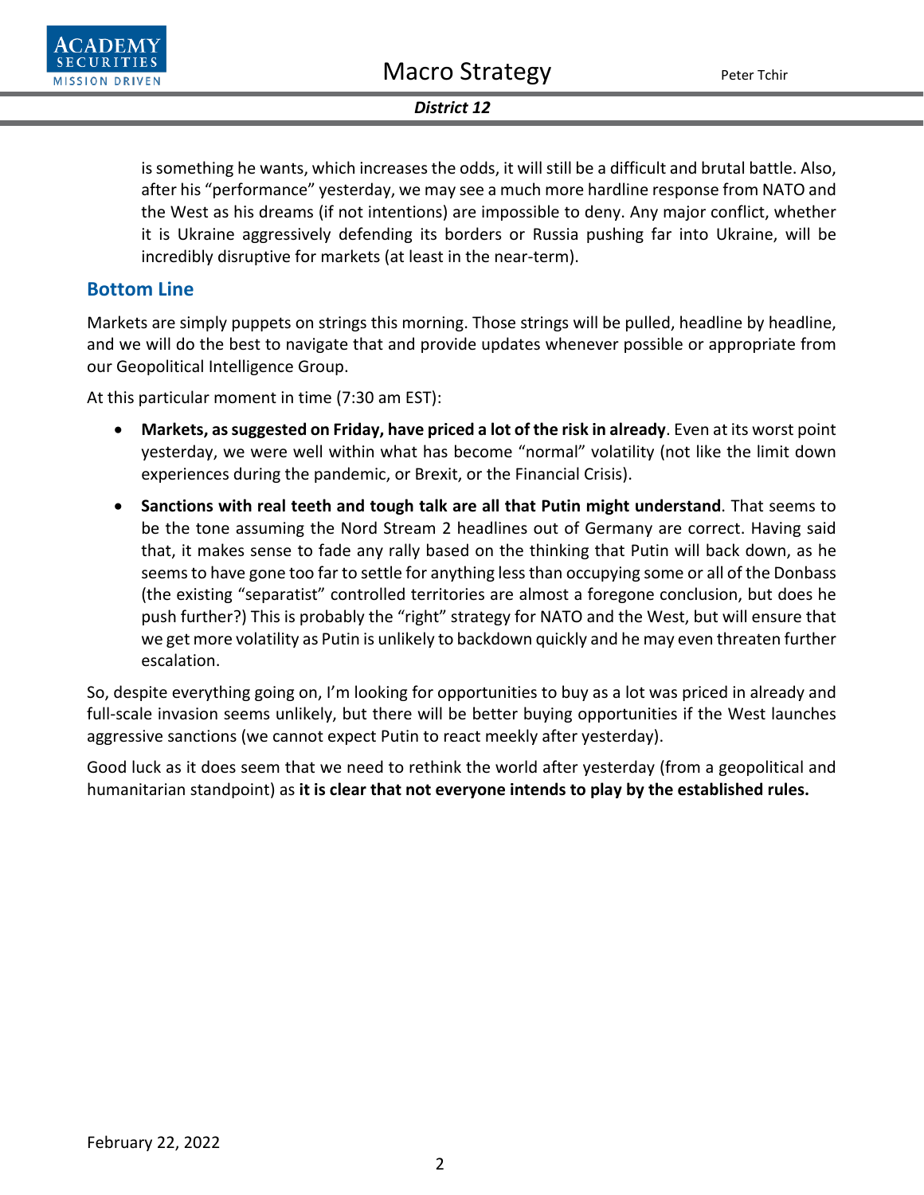is something he wants, which increases the odds, it will still be a difficult and brutal battle. Also, after his "performance" yesterday, we may see a much more hardline response from NATO and the West as his dreams (if not intentions) are impossible to deny. Any major conflict, whether it is Ukraine aggressively defending its borders or Russia pushing far into Ukraine, will be incredibly disruptive for markets (at least in the near-term).

## Bottom Line

Markets are simply puppets on strings this morning. Those strings will be pulled, headline by headline, and we will do the best to navigate that and provide updates whenever possible or appropriate from our Geopolitical Intelligence Group.

At this particular moment in time (7:30 am EST):

- **Markets, as suggested on Friday, have priced a lot of the risk in already**. Even at its worst point yesterday, we were well within what has become "normal" volatility (not like the limit down experiences during the pandemic, or Brexit, or the Financial Crisis).
- **Sanctions with real teeth and tough talk are all that Putin might understand**. That seems to be the tone assuming the Nord Stream 2 headlines out of Germany are correct. Having said that, it makes sense to fade any rally based on the thinking that Putin will back down, as he seems to have gone too far to settle for anything less than occupying some or all of the Donbass (the existing "separatist" controlled territories are almost a foregone conclusion, but does he push further?) This is probably the "right" strategy for NATO and the West, but will ensure that we get more volatility as Putin is unlikely to backdown quickly and he may even threaten further escalation.

So, despite everything going on, I'm looking for opportunities to buy as a lot was priced in already and full-scale invasion seems unlikely, but there will be better buying opportunities if the West launches aggressive sanctions (we cannot expect Putin to react meekly after yesterday).

Good luck as it does seem that we need to rethink the world after yesterday (from a geopolitical and humanitarian standpoint) as **it is clear that not everyone intends to play by the established rules.**

February 22, 2022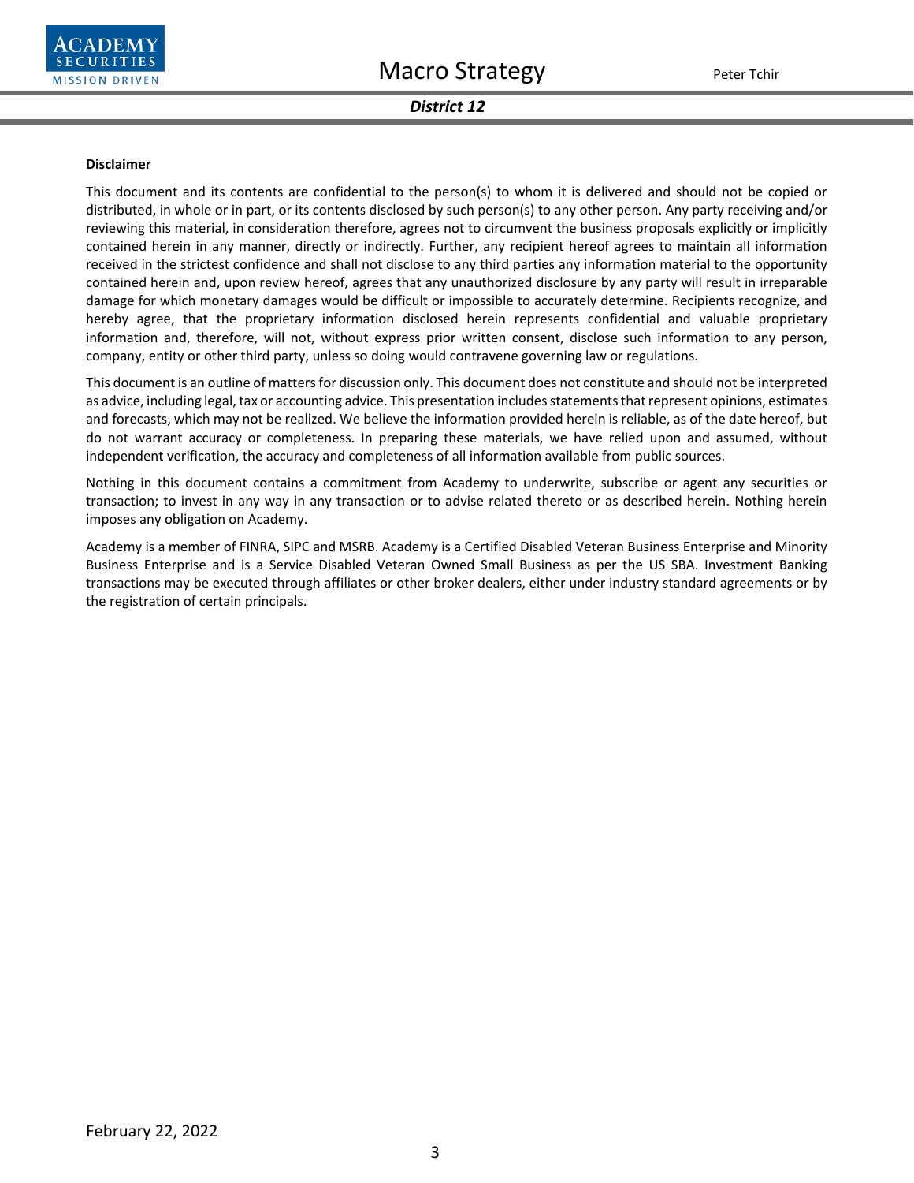**Disclaimer**

This document and its contents are confidential to the person(s) to whom it is delivered and should not be copied or distributed, in whole or in part, or its contents disclosed by such person(s) to any other person. Any party receiving and/or reviewing this material, in consideration therefore, agrees not to circumvent the business proposals explicitly or implicitly contained herein in any manner, directly or indirectly. Further, any recipient hereof agrees to maintain all information received in the strictest confidence and shall not disclose to any third parties any information material to the opportunity contained herein and, upon review hereof, agrees that any unauthorized disclosure by any party will result in irreparable damage for which monetary damages would be difficult or impossible to accurately determine. Recipients recognize, and hereby agree, that the proprietary information disclosed herein represents confidential and valuable proprietary information and, therefore, will not, without express prior written consent, disclose such information to any person, company, entity or other third party, unless so doing would contravene governing law or regulations.

This document is an outline of matters for discussion only. This document does not constitute and should not be interpreted as advice, including legal, tax or accounting advice. This presentation includes statements that represent opinions, estimates and forecasts, which may not be realized. We believe the information provided herein is reliable, as of the date hereof, but do not warrant accuracy or completeness. In preparing these materials, we have relied upon and assumed, without independent verification, the accuracy and completeness of all information available from public sources.

Nothing in this document contains a commitment from Academy to underwrite, subscribe or agent any securities or transaction; to invest in any way in any transaction or to advise related thereto or as described herein. Nothing herein imposes any obligation on Academy.

Academy is a member of FINRA, SIPC and MSRB. Academy is a Certified Disabled Veteran Business Enterprise and Minority Business Enterprise and is a Service Disabled Veteran Owned Small Business as per the US SBA. Investment Banking transactions may be executed through affiliates or other broker dealers, either under industry standard agreements or by the registration of certain principals.